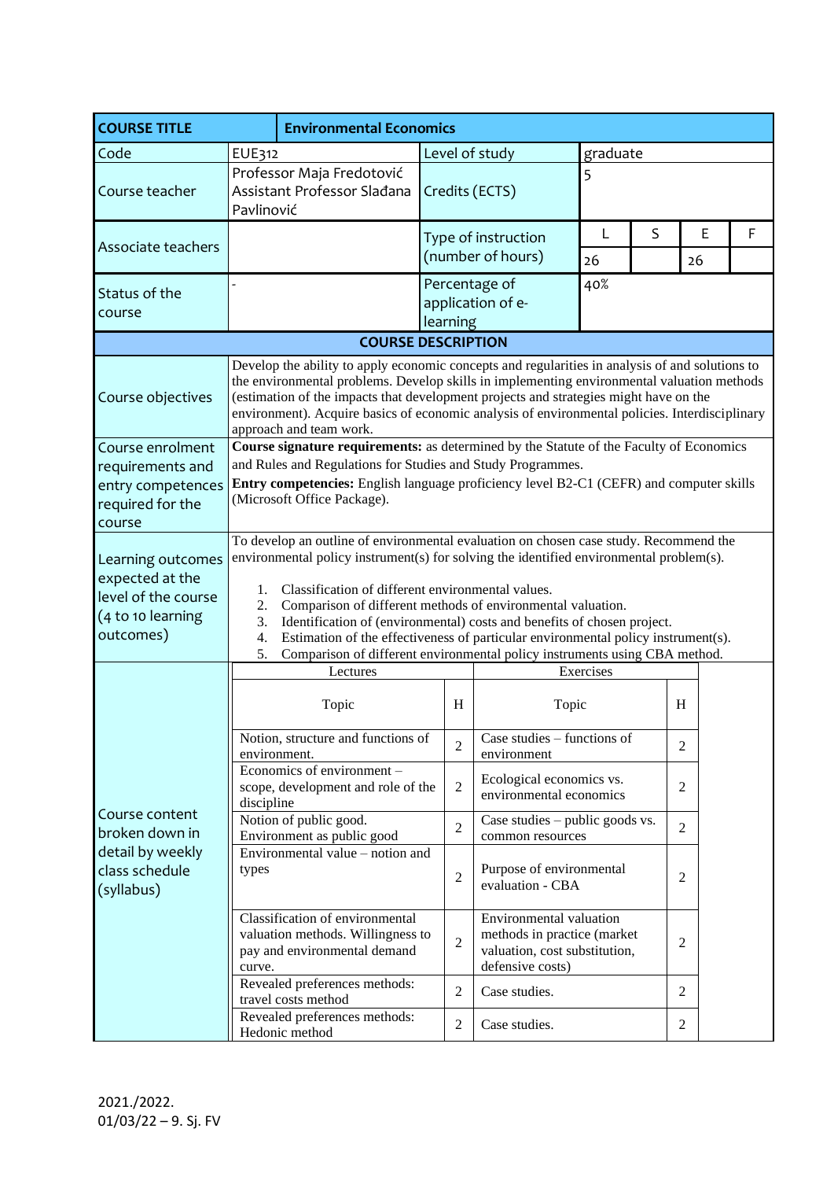| COURSE TITLE | Environmental Economics | | | | | |
|---|---|---|---|---|---|---|
| Code | EUE312 | Level of study | graduate | | | |
| Course teacher | Professor Maja Fredotović<br>Assistant Professor Slađana Pavlinović | Credits (ECTS) | 5 | | | |
| Associate teachers | | Type of instruction (number of hours) | L | S | E | F |
| | | | 26 | | 26 | |
| Status of the course | - | Percentage of application of e-learning | 40% | | | |

**COURSE DESCRIPTION**

| | |
|---|---|
| Course objectives | Develop the ability to apply economic concepts and regularities in analysis of and solutions to the environmental problems. Develop skills in implementing environmental valuation methods (estimation of the impacts that development projects and strategies might have on the environment). Acquire basics of economic analysis of environmental policies. Interdisciplinary approach and team work. |
| Course enrolment requirements and entry competences required for the course | **Course signature requirements:** as determined by the Statute of the Faculty of Economics and Rules and Regulations for Studies and Study Programmes.<br>**Entry competencies:** English language proficiency level B2-C1 (CEFR) and computer skills (Microsoft Office Package). |
| Learning outcomes expected at the level of the course (4 to 10 learning outcomes) | To develop an outline of environmental evaluation on chosen case study. Recommend the environmental policy instrument(s) for solving the identified environmental problem(s).<br>1. Classification of different environmental values.<br>2. Comparison of different methods of environmental valuation.<br>3. Identification of (environmental) costs and benefits of chosen project.<br>4. Estimation of the effectiveness of particular environmental policy instrument(s).<br>5. Comparison of different environmental policy instruments using CBA method. |

Course content broken down in detail by weekly class schedule (syllabus)

| Lectures | | Exercises | |
|---|---|---|---|
| Topic | H | Topic | H |
| Notion, structure and functions of environment. | 2 | Case studies – functions of environment | 2 |
| Economics of environment – scope, development and role of the discipline | 2 | Ecological economics vs. environmental economics | 2 |
| Notion of public good. Environment as public good | 2 | Case studies – public goods vs. common resources | 2 |
| Environmental value – notion and types | 2 | Purpose of environmental evaluation - CBA | 2 |
| Classification of environmental valuation methods. Willingness to pay and environmental demand curve. | 2 | Environmental valuation methods in practice (market valuation, cost substitution, defensive costs) | 2 |
| Revealed preferences methods: travel costs method | 2 | Case studies. | 2 |
| Revealed preferences methods: Hedonic method | 2 | Case studies. | 2 |

2021./2022.
01/03/22 – 9. Sj. FV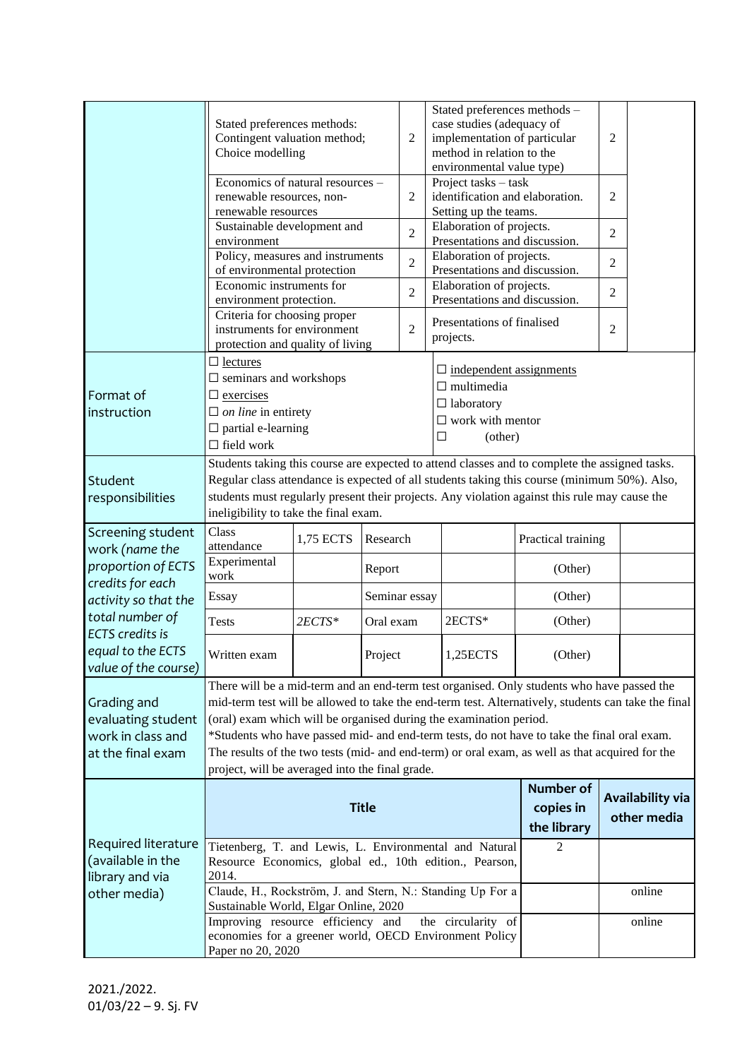| | | | | | |
|---|---|---|---|---|---|
| | Stated preferences methods: Contingent valuation method; Choice modelling | 2 | Stated preferences methods – case studies (adequacy of implementation of particular method in relation to the environmental value type) | 2 | |
| | Economics of natural resources – renewable resources, non-renewable resources | 2 | Project tasks – task identification and elaboration. Setting up the teams. | 2 | |
| | Sustainable development and environment | 2 | Elaboration of projects. Presentations and discussion. | 2 | |
| | Policy, measures and instruments of environmental protection | 2 | Elaboration of projects. Presentations and discussion. | 2 | |
| | Economic instruments for environment protection. | 2 | Elaboration of projects. Presentations and discussion. | 2 | |
| | Criteria for choosing proper instruments for environment protection and quality of living | 2 | Presentations of finalised projects. | 2 | |

| | | |
|---|---|---|
| Format of instruction | ☐ lectures<br>☐ seminars and workshops<br>☐ exercises<br>☐ *on line* in entirety<br>☐ partial e-learning<br>☐ field work | ☐ independent assignments<br>☐ multimedia<br>☐ laboratory<br>☐ work with mentor<br>☐ (other) |
| Student responsibilities | Students taking this course are expected to attend classes and to complete the assigned tasks. Regular class attendance is expected of all students taking this course (minimum 50%). Also, students must regularly present their projects. Any violation against this rule may cause the ineligibility to take the final exam. | |

| Screening student work *(name the proportion of ECTS credits for each activity so that the total number of ECTS credits is equal to the ECTS value of the course)* | | | | | | |
|---|---|---|---|---|---|---|
| | Class attendance | 1,75 ECTS | Research | | Practical training | |
| | Experimental work | | Report | | (Other) | |
| | Essay | | Seminar essay | | (Other) | |
| | Tests | *2ECTS\** | Oral exam | 2ECTS* | (Other) | |
| | Written exam | | Project | 1,25ECTS | (Other) | |

| | |
|---|---|
| Grading and evaluating student work in class and at the final exam | There will be a mid-term and an end-term test organised. Only students who have passed the mid-term test will be allowed to take the end-term test. Alternatively, students can take the final (oral) exam which will be organised during the examination period.<br>*Students who have passed mid- and end-term tests, do not have to take the final oral exam. The results of the two tests (mid- and end-term) or oral exam, as well as that acquired for the project, will be averaged into the final grade. |

| Required literature (available in the library and via other media) | **Title** | **Number of copies in the library** | **Availability via other media** |
|---|---|---|---|
| | Tietenberg, T. and Lewis, L. Environmental and Natural Resource Economics, global ed., 10th edition., Pearson, 2014. | 2 | |
| | Claude, H., Rockström, J. and Stern, N.: Standing Up For a Sustainable World, Elgar Online, 2020 | | online |
| | Improving resource efficiency and the circularity of economies for a greener world, OECD Environment Policy Paper no 20, 2020 | | online |

2021./2022.
01/03/22 – 9. Sj. FV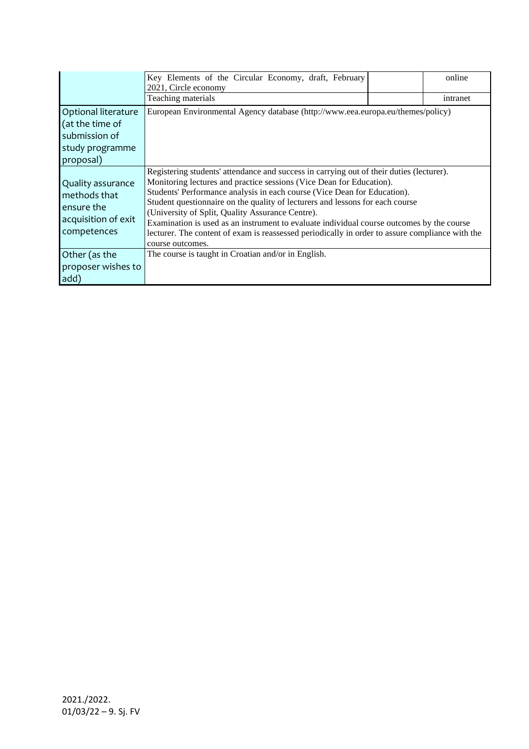| | | | |
|---|---|---|---|
| | Key Elements of the Circular Economy, draft, February 2021, Circle economy | | online |
| | Teaching materials | | intranet |
| Optional literature (at the time of submission of study programme proposal) | European Environmental Agency database (http://www.eea.europa.eu/themes/policy) | | |
| Quality assurance methods that ensure the acquisition of exit competences | Registering students' attendance and success in carrying out of their duties (lecturer).<br>Monitoring lectures and practice sessions (Vice Dean for Education).<br>Students' Performance analysis in each course (Vice Dean for Education).<br>Student questionnaire on the quality of lecturers and lessons for each course (University of Split, Quality Assurance Centre).<br>Examination is used as an instrument to evaluate individual course outcomes by the course lecturer. The content of exam is reassessed periodically in order to assure compliance with the course outcomes. | | |
| Other (as the proposer wishes to add) | The course is taught in Croatian and/or in English. | | |

2021./2022.
01/03/22 – 9. Sj. FV